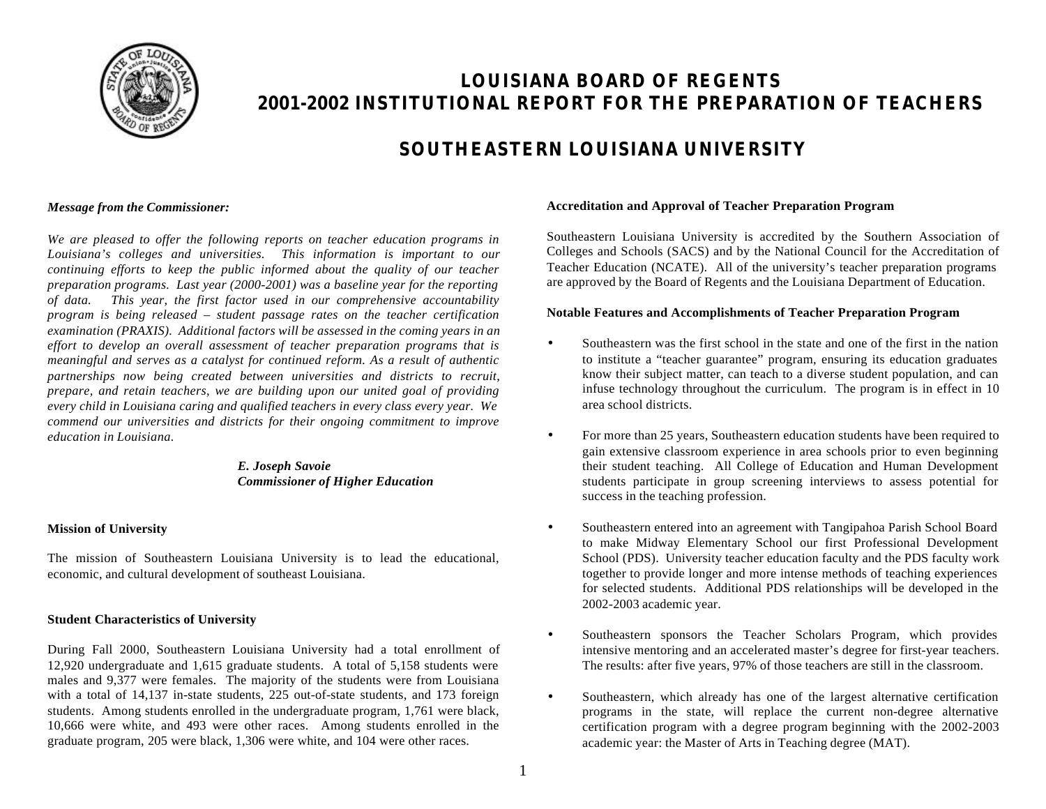# LOUISIANA BOARD OF REGENTS
# 2001-2002 INSTITUTIONAL REPORT FOR THE PREPARATION OF TEACHERS

## SOUTHEASTERN LOUISIANA UNIVERSITY

***Message from the Commissioner:***

*We are pleased to offer the following reports on teacher education programs in Louisiana's colleges and universities. This information is important to our continuing efforts to keep the public informed about the quality of our teacher preparation programs. Last year (2000-2001) was a baseline year for the reporting of data. This year, the first factor used in our comprehensive accountability program is being released – student passage rates on the teacher certification examination (PRAXIS). Additional factors will be assessed in the coming years in an effort to develop an overall assessment of teacher preparation programs that is meaningful and serves as a catalyst for continued reform. As a result of authentic partnerships now being created between universities and districts to recruit, prepare, and retain teachers, we are building upon our united goal of providing every child in Louisiana caring and qualified teachers in every class every year. We commend our universities and districts for their ongoing commitment to improve education in Louisiana.*

***E. Joseph Savoie***
***Commissioner of Higher Education***

**Mission of University**

The mission of Southeastern Louisiana University is to lead the educational, economic, and cultural development of southeast Louisiana.

**Student Characteristics of University**

During Fall 2000, Southeastern Louisiana University had a total enrollment of 12,920 undergraduate and 1,615 graduate students. A total of 5,158 students were males and 9,377 were females. The majority of the students were from Louisiana with a total of 14,137 in-state students, 225 out-of-state students, and 173 foreign students. Among students enrolled in the undergraduate program, 1,761 were black, 10,666 were white, and 493 were other races. Among students enrolled in the graduate program, 205 were black, 1,306 were white, and 104 were other races.

**Accreditation and Approval of Teacher Preparation Program**

Southeastern Louisiana University is accredited by the Southern Association of Colleges and Schools (SACS) and by the National Council for the Accreditation of Teacher Education (NCATE). All of the university's teacher preparation programs are approved by the Board of Regents and the Louisiana Department of Education.

**Notable Features and Accomplishments of Teacher Preparation Program**

- Southeastern was the first school in the state and one of the first in the nation to institute a "teacher guarantee" program, ensuring its education graduates know their subject matter, can teach to a diverse student population, and can infuse technology throughout the curriculum. The program is in effect in 10 area school districts.
- For more than 25 years, Southeastern education students have been required to gain extensive classroom experience in area schools prior to even beginning their student teaching. All College of Education and Human Development students participate in group screening interviews to assess potential for success in the teaching profession.
- Southeastern entered into an agreement with Tangipahoa Parish School Board to make Midway Elementary School our first Professional Development School (PDS). University teacher education faculty and the PDS faculty work together to provide longer and more intense methods of teaching experiences for selected students. Additional PDS relationships will be developed in the 2002-2003 academic year.
- Southeastern sponsors the Teacher Scholars Program, which provides intensive mentoring and an accelerated master's degree for first-year teachers. The results: after five years, 97% of those teachers are still in the classroom.
- Southeastern, which already has one of the largest alternative certification programs in the state, will replace the current non-degree alternative certification program with a degree program beginning with the 2002-2003 academic year: the Master of Arts in Teaching degree (MAT).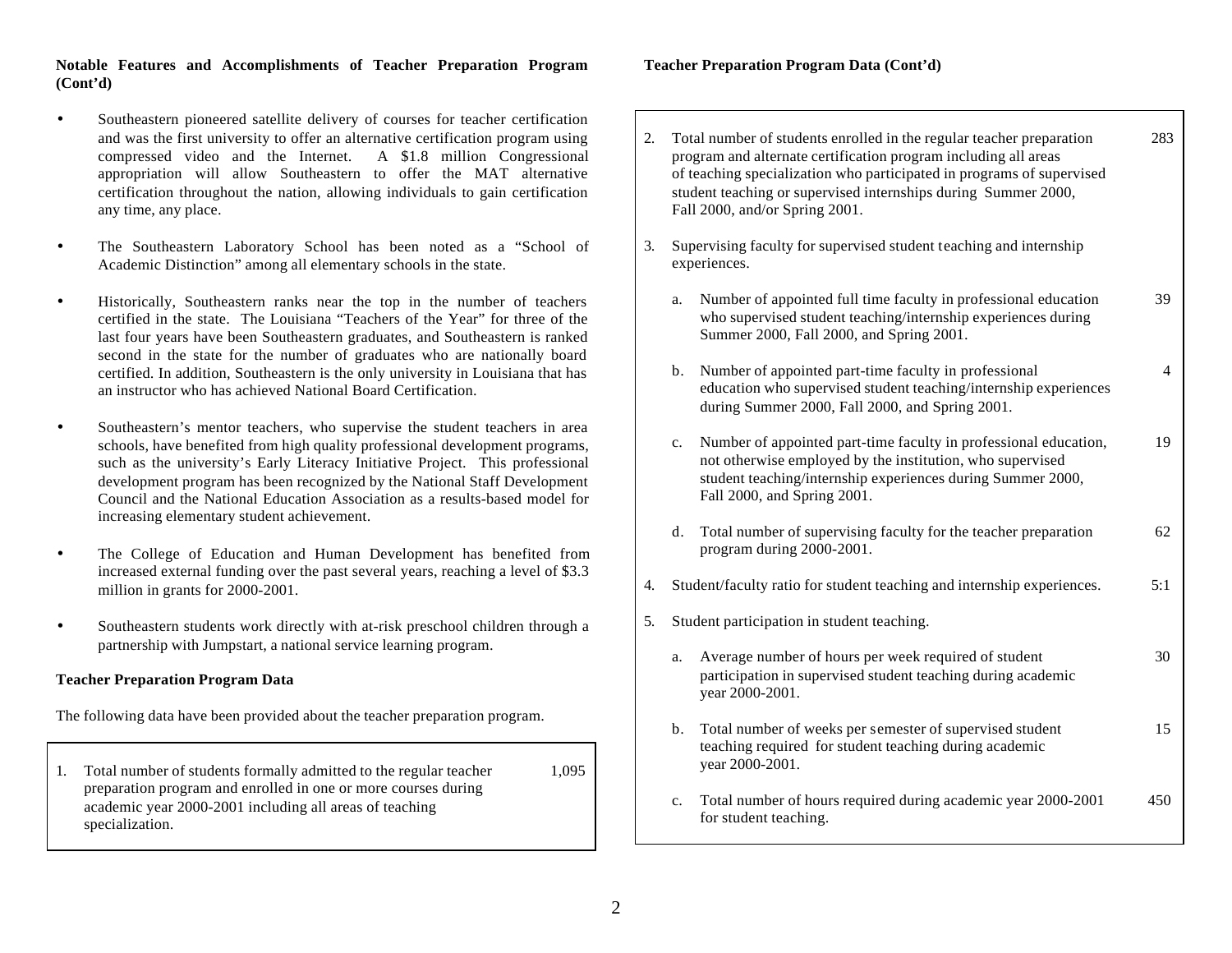**Notable Features and Accomplishments of Teacher Preparation Program (Cont'd)**

- Southeastern pioneered satellite delivery of courses for teacher certification and was the first university to offer an alternative certification program using compressed video and the Internet. A $1.8 million Congressional appropriation will allow Southeastern to offer the MAT alternative certification throughout the nation, allowing individuals to gain certification any time, any place.

- The Southeastern Laboratory School has been noted as a "School of Academic Distinction" among all elementary schools in the state.

- Historically, Southeastern ranks near the top in the number of teachers certified in the state. The Louisiana "Teachers of the Year" for three of the last four years have been Southeastern graduates, and Southeastern is ranked second in the state for the number of graduates who are nationally board certified. In addition, Southeastern is the only university in Louisiana that has an instructor who has achieved National Board Certification.

- Southeastern's mentor teachers, who supervise the student teachers in area schools, have benefited from high quality professional development programs, such as the university's Early Literacy Initiative Project. This professional development program has been recognized by the National Staff Development Council and the National Education Association as a results-based model for increasing elementary student achievement.

- The College of Education and Human Development has benefited from increased external funding over the past several years, reaching a level of $3.3 million in grants for 2000-2001.

- Southeastern students work directly with at-risk preschool children through a partnership with Jumpstart, a national service learning program.

**Teacher Preparation Program Data**

The following data have been provided about the teacher preparation program.

| | | |
|---|---|---|
| 1. | Total number of students formally admitted to the regular teacher preparation program and enrolled in one or more courses during academic year 2000-2001 including all areas of teaching specialization. | 1,095 |

**Teacher Preparation Program Data (Cont'd)**

| | | |
|---|---|---|
| 2. | Total number of students enrolled in the regular teacher preparation program and alternate certification program including all areas of teaching specialization who participated in programs of supervised student teaching or supervised internships during Summer 2000, Fall 2000, and/or Spring 2001. | 283 |
| 3. | Supervising faculty for supervised student teaching and internship experiences. | |
| | a. Number of appointed full time faculty in professional education who supervised student teaching/internship experiences during Summer 2000, Fall 2000, and Spring 2001. | 39 |
| | b. Number of appointed part-time faculty in professional education who supervised student teaching/internship experiences during Summer 2000, Fall 2000, and Spring 2001. | 4 |
| | c. Number of appointed part-time faculty in professional education, not otherwise employed by the institution, who supervised student teaching/internship experiences during Summer 2000, Fall 2000, and Spring 2001. | 19 |
| | d. Total number of supervising faculty for the teacher preparation program during 2000-2001. | 62 |
| 4. | Student/faculty ratio for student teaching and internship experiences. | 5:1 |
| 5. | Student participation in student teaching. | |
| | a. Average number of hours per week required of student participation in supervised student teaching during academic year 2000-2001. | 30 |
| | b. Total number of weeks per semester of supervised student teaching required for student teaching during academic year 2000-2001. | 15 |
| | c. Total number of hours required during academic year 2000-2001 for student teaching. | 450 |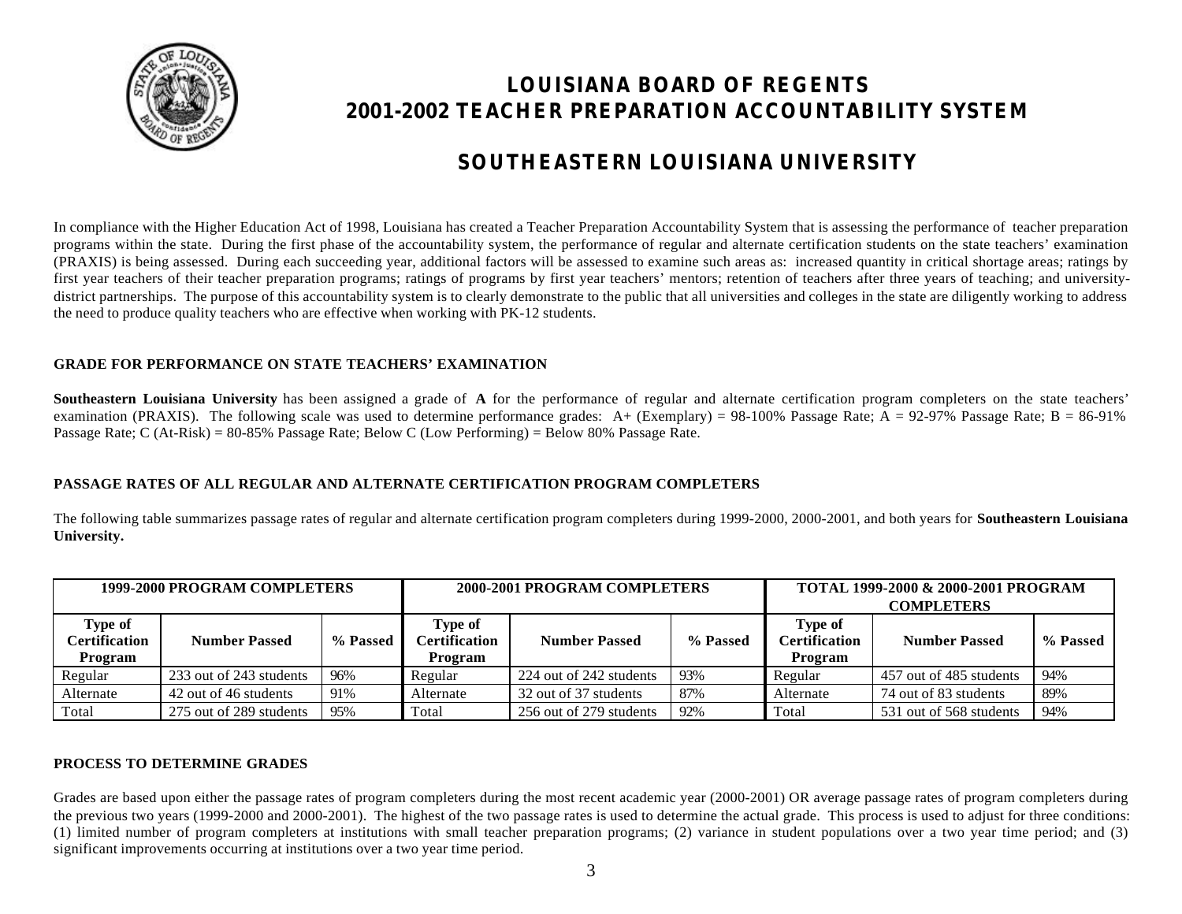# LOUISIANA BOARD OF REGENTS
# 2001-2002 TEACHER PREPARATION ACCOUNTABILITY SYSTEM

## SOUTHEASTERN LOUISIANA UNIVERSITY

In compliance with the Higher Education Act of 1998, Louisiana has created a Teacher Preparation Accountability System that is assessing the performance of teacher preparation programs within the state. During the first phase of the accountability system, the performance of regular and alternate certification students on the state teachers' examination (PRAXIS) is being assessed. During each succeeding year, additional factors will be assessed to examine such areas as: increased quantity in critical shortage areas; ratings by first year teachers of their teacher preparation programs; ratings of programs by first year teachers' mentors; retention of teachers after three years of teaching; and university-district partnerships. The purpose of this accountability system is to clearly demonstrate to the public that all universities and colleges in the state are diligently working to address the need to produce quality teachers who are effective when working with PK-12 students.

### GRADE FOR PERFORMANCE ON STATE TEACHERS' EXAMINATION

**Southeastern Louisiana University** has been assigned a grade of **A** for the performance of regular and alternate certification program completers on the state teachers' examination (PRAXIS). The following scale was used to determine performance grades: A+ (Exemplary) = 98-100% Passage Rate; A = 92-97% Passage Rate; B = 86-91% Passage Rate; C (At-Risk) = 80-85% Passage Rate; Below C (Low Performing) = Below 80% Passage Rate.

### PASSAGE RATES OF ALL REGULAR AND ALTERNATE CERTIFICATION PROGRAM COMPLETERS

The following table summarizes passage rates of regular and alternate certification program completers during 1999-2000, 2000-2001, and both years for **Southeastern Louisiana University.**

| 1999-2000 PROGRAM COMPLETERS | | | 2000-2001 PROGRAM COMPLETERS | | | TOTAL 1999-2000 & 2000-2001 PROGRAM COMPLETERS | | |
|---|---|---|---|---|---|---|---|---|
| **Type of Certification Program** | **Number Passed** | **% Passed** | **Type of Certification Program** | **Number Passed** | **% Passed** | **Type of Certification Program** | **Number Passed** | **% Passed** |
| Regular | 233 out of 243 students | 96% | Regular | 224 out of 242 students | 93% | Regular | 457 out of 485 students | 94% |
| Alternate | 42 out of 46 students | 91% | Alternate | 32 out of 37 students | 87% | Alternate | 74 out of 83 students | 89% |
| Total | 275 out of 289 students | 95% | Total | 256 out of 279 students | 92% | Total | 531 out of 568 students | 94% |

### PROCESS TO DETERMINE GRADES

Grades are based upon either the passage rates of program completers during the most recent academic year (2000-2001) OR average passage rates of program completers during the previous two years (1999-2000 and 2000-2001). The highest of the two passage rates is used to determine the actual grade. This process is used to adjust for three conditions: (1) limited number of program completers at institutions with small teacher preparation programs; (2) variance in student populations over a two year time period; and (3) significant improvements occurring at institutions over a two year time period.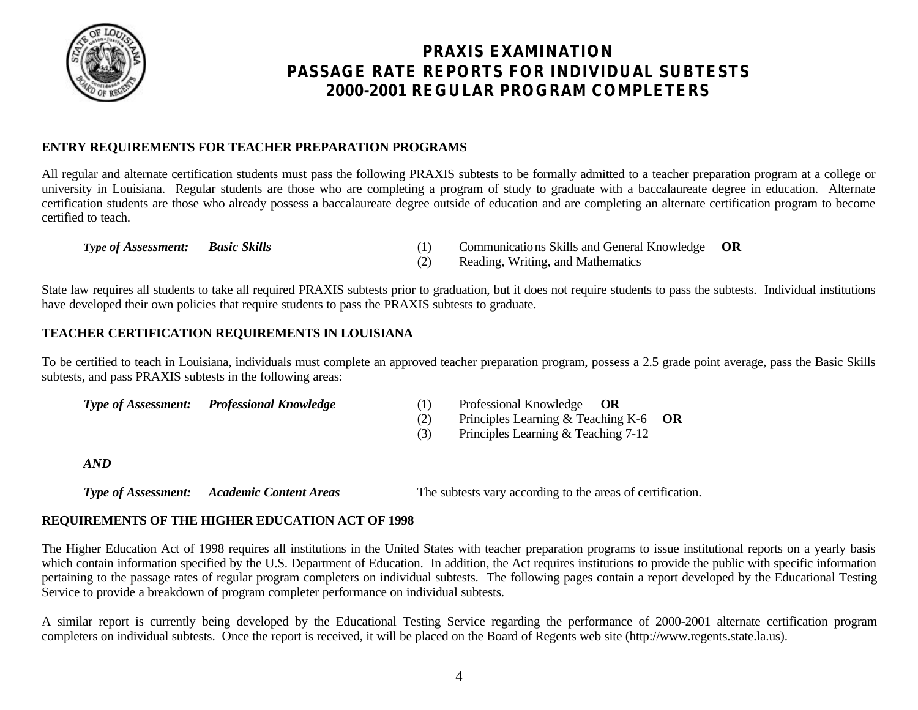# PRAXIS EXAMINATION
# PASSAGE RATE REPORTS FOR INDIVIDUAL SUBTESTS
# 2000-2001 REGULAR PROGRAM COMPLETERS

## ENTRY REQUIREMENTS FOR TEACHER PREPARATION PROGRAMS

All regular and alternate certification students must pass the following PRAXIS subtests to be formally admitted to a teacher preparation program at a college or university in Louisiana. Regular students are those who are completing a program of study to graduate with a baccalaureate degree in education. Alternate certification students are those who already possess a baccalaureate degree outside of education and are completing an alternate certification program to become certified to teach.

***Type of Assessment:*** ***Basic Skills***

(1) Communications Skills and General Knowledge **OR**
(2) Reading, Writing, and Mathematics

State law requires all students to take all required PRAXIS subtests prior to graduation, but it does not require students to pass the subtests. Individual institutions have developed their own policies that require students to pass the PRAXIS subtests to graduate.

## TEACHER CERTIFICATION REQUIREMENTS IN LOUISIANA

To be certified to teach in Louisiana, individuals must complete an approved teacher preparation program, possess a 2.5 grade point average, pass the Basic Skills subtests, and pass PRAXIS subtests in the following areas:

***Type of Assessment:*** ***Professional Knowledge***

(1) Professional Knowledge **OR**
(2) Principles Learning & Teaching K-6 **OR**
(3) Principles Learning & Teaching 7-12

***AND***

***Type of Assessment:*** ***Academic Content Areas*** — The subtests vary according to the areas of certification.

## REQUIREMENTS OF THE HIGHER EDUCATION ACT OF 1998

The Higher Education Act of 1998 requires all institutions in the United States with teacher preparation programs to issue institutional reports on a yearly basis which contain information specified by the U.S. Department of Education. In addition, the Act requires institutions to provide the public with specific information pertaining to the passage rates of regular program completers on individual subtests. The following pages contain a report developed by the Educational Testing Service to provide a breakdown of program completer performance on individual subtests.

A similar report is currently being developed by the Educational Testing Service regarding the performance of 2000-2001 alternate certification program completers on individual subtests. Once the report is received, it will be placed on the Board of Regents web site (http://www.regents.state.la.us).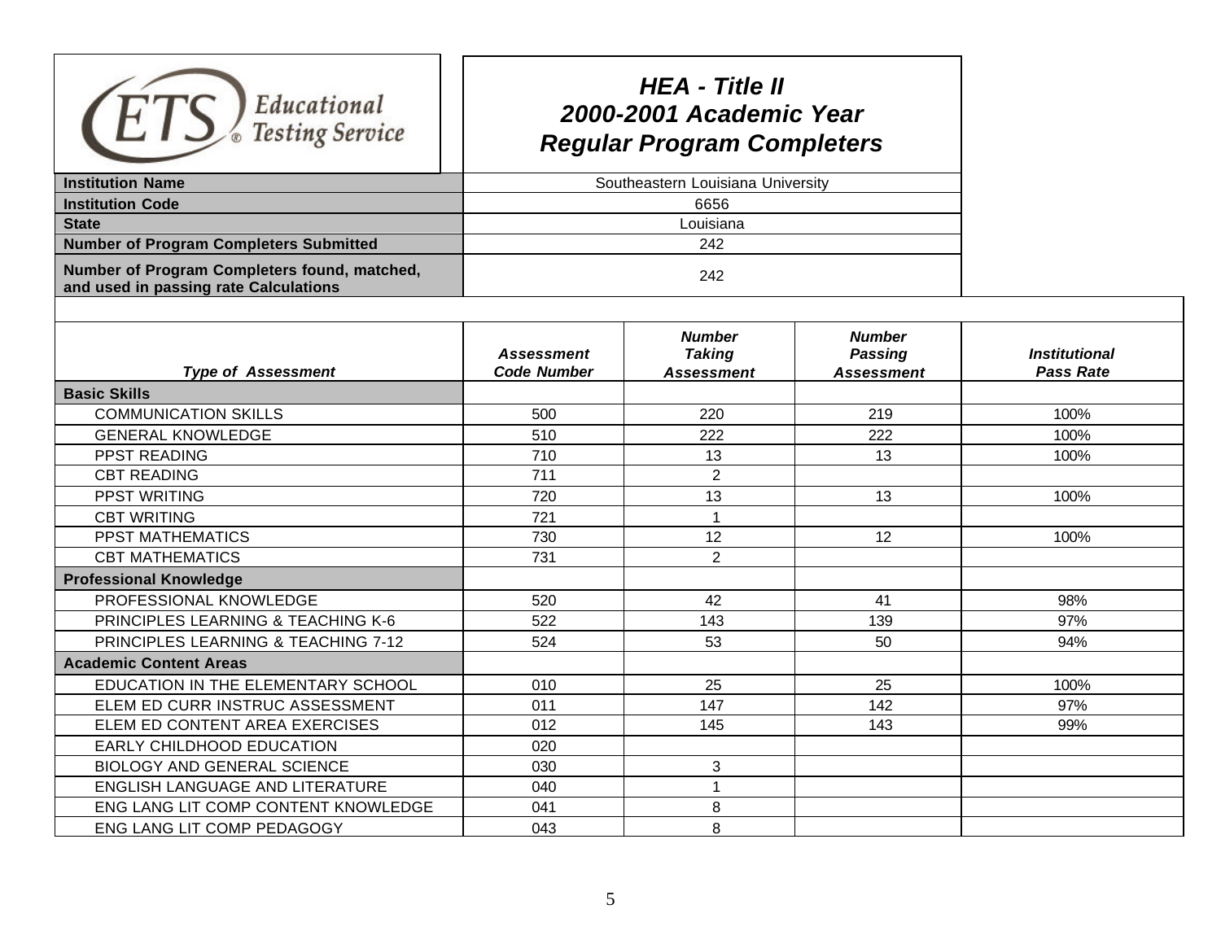# HEA - Title II
# 2000-2001 Academic Year
# Regular Program Completers

| | |
|---|---|
| **Institution Name** | Southeastern Louisiana University |
| **Institution Code** | 6656 |
| **State** | Louisiana |
| **Number of Program Completers Submitted** | 242 |
| **Number of Program Completers found, matched, and used in passing rate Calculations** | 242 |

| *Type of Assessment* | *Assessment Code Number* | *Number Taking Assessment* | *Number Passing Assessment* | *Institutional Pass Rate* |
|---|---|---|---|---|
| **Basic Skills** | | | | |
| COMMUNICATION SKILLS | 500 | 220 | 219 | 100% |
| GENERAL KNOWLEDGE | 510 | 222 | 222 | 100% |
| PPST READING | 710 | 13 | 13 | 100% |
| CBT READING | 711 | 2 | | |
| PPST WRITING | 720 | 13 | 13 | 100% |
| CBT WRITING | 721 | 1 | | |
| PPST MATHEMATICS | 730 | 12 | 12 | 100% |
| CBT MATHEMATICS | 731 | 2 | | |
| **Professional Knowledge** | | | | |
| PROFESSIONAL KNOWLEDGE | 520 | 42 | 41 | 98% |
| PRINCIPLES LEARNING & TEACHING K-6 | 522 | 143 | 139 | 97% |
| PRINCIPLES LEARNING & TEACHING 7-12 | 524 | 53 | 50 | 94% |
| **Academic Content Areas** | | | | |
| EDUCATION IN THE ELEMENTARY SCHOOL | 010 | 25 | 25 | 100% |
| ELEM ED CURR INSTRUC ASSESSMENT | 011 | 147 | 142 | 97% |
| ELEM ED CONTENT AREA EXERCISES | 012 | 145 | 143 | 99% |
| EARLY CHILDHOOD EDUCATION | 020 | | | |
| BIOLOGY AND GENERAL SCIENCE | 030 | 3 | | |
| ENGLISH LANGUAGE AND LITERATURE | 040 | 1 | | |
| ENG LANG LIT COMP CONTENT KNOWLEDGE | 041 | 8 | | |
| ENG LANG LIT COMP PEDAGOGY | 043 | 8 | | |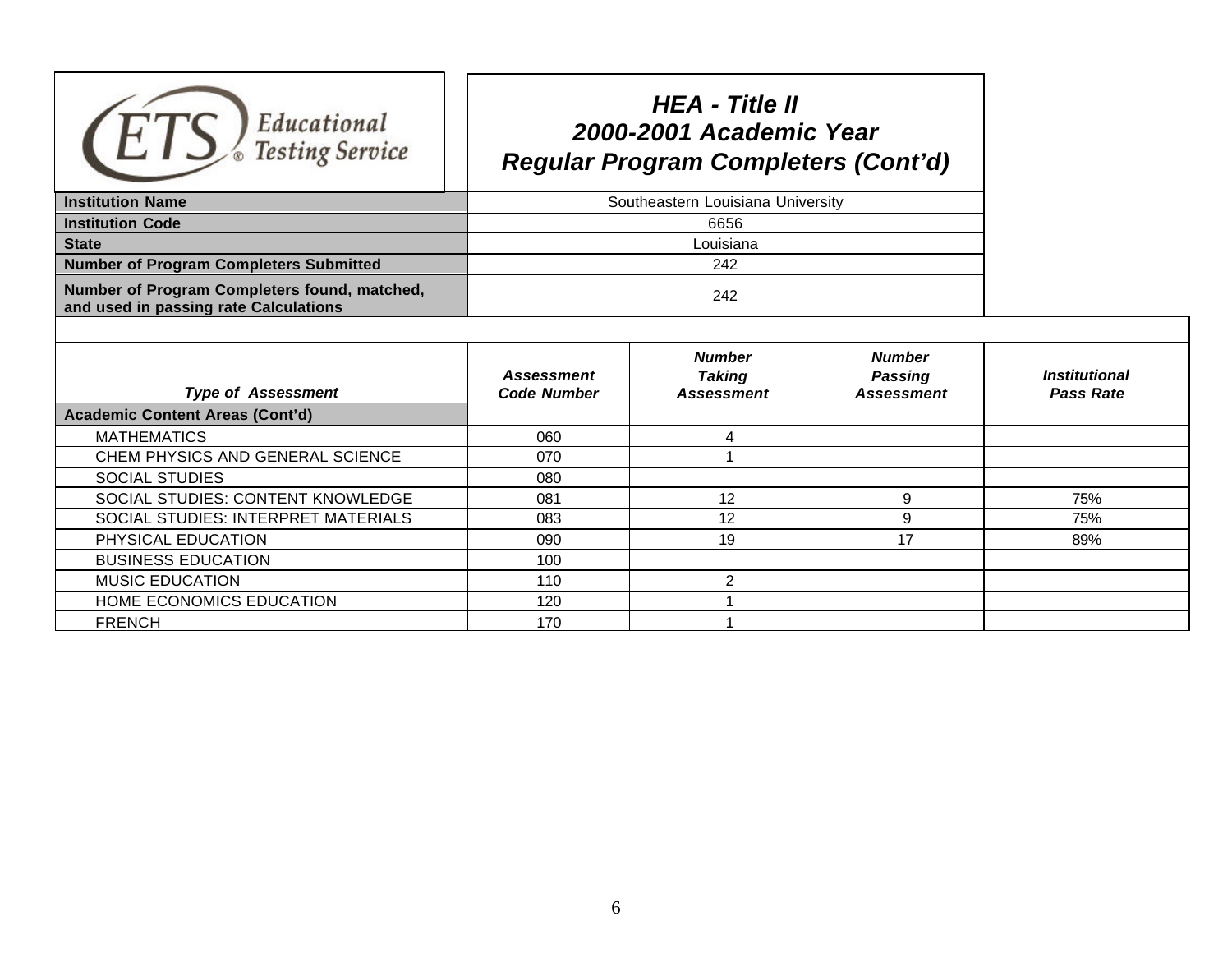# HEA - Title II
## 2000-2001 Academic Year
## Regular Program Completers (Cont'd)

| | |
|---|---|
| **Institution Name** | Southeastern Louisiana University |
| **Institution Code** | 6656 |
| **State** | Louisiana |
| **Number of Program Completers Submitted** | 242 |
| **Number of Program Completers found, matched, and used in passing rate Calculations** | 242 |

| *Type of Assessment* | *Assessment Code Number* | *Number Taking Assessment* | *Number Passing Assessment* | *Institutional Pass Rate* |
|---|---|---|---|---|
| **Academic Content Areas (Cont'd)** | | | | |
| MATHEMATICS | 060 | 4 | | |
| CHEM PHYSICS AND GENERAL SCIENCE | 070 | 1 | | |
| SOCIAL STUDIES | 080 | | | |
| SOCIAL STUDIES: CONTENT KNOWLEDGE | 081 | 12 | 9 | 75% |
| SOCIAL STUDIES: INTERPRET MATERIALS | 083 | 12 | 9 | 75% |
| PHYSICAL EDUCATION | 090 | 19 | 17 | 89% |
| BUSINESS EDUCATION | 100 | | | |
| MUSIC EDUCATION | 110 | 2 | | |
| HOME ECONOMICS EDUCATION | 120 | 1 | | |
| FRENCH | 170 | 1 | | |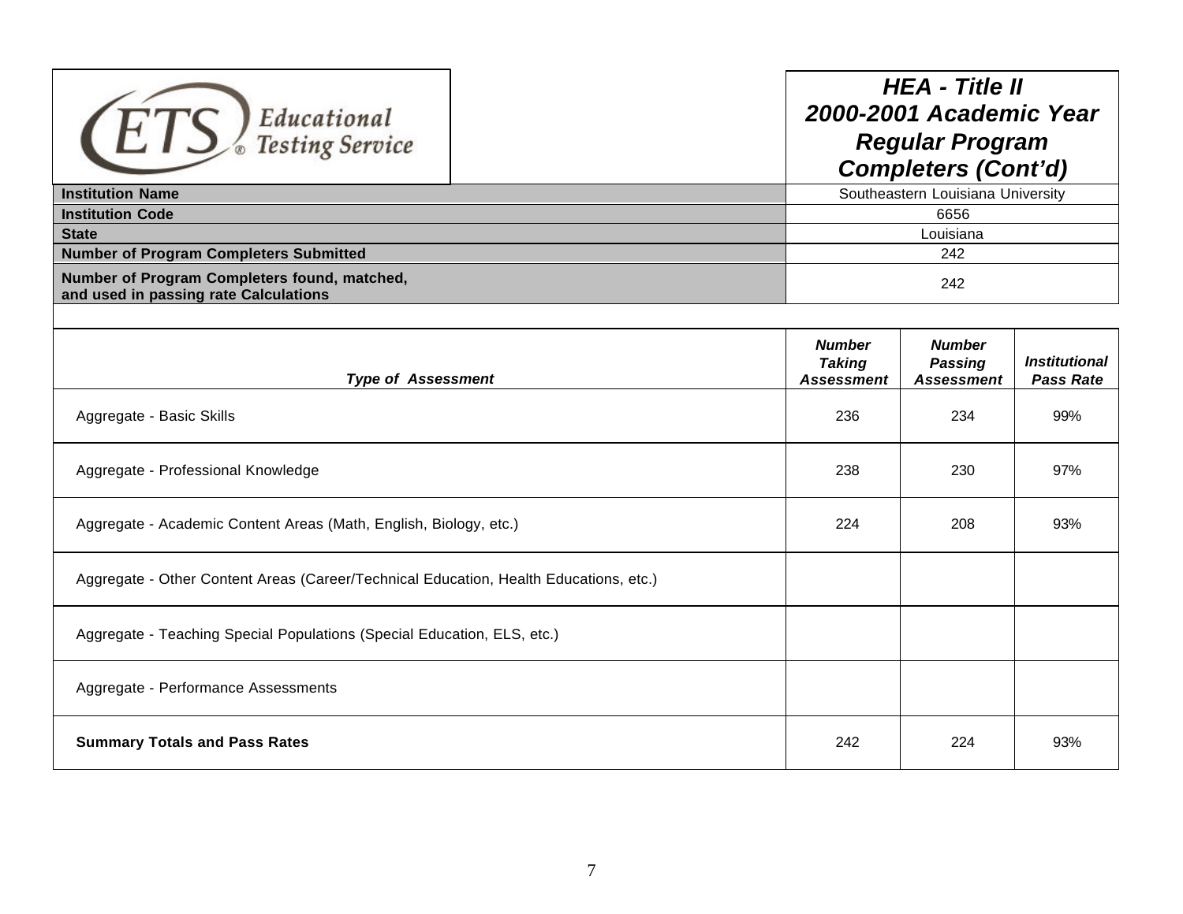Educational Testing Service

# HEA - Title II 2000-2001 Academic Year Regular Program Completers (Cont'd)

| | |
|---|---|
| **Institution Name** | Southeastern Louisiana University |
| **Institution Code** | 6656 |
| **State** | Louisiana |
| **Number of Program Completers Submitted** | 242 |
| **Number of Program Completers found, matched, and used in passing rate Calculations** | 242 |

| *Type of Assessment* | *Number Taking Assessment* | *Number Passing Assessment* | *Institutional Pass Rate* |
|---|---|---|---|
| Aggregate - Basic Skills | 236 | 234 | 99% |
| Aggregate - Professional Knowledge | 238 | 230 | 97% |
| Aggregate - Academic Content Areas (Math, English, Biology, etc.) | 224 | 208 | 93% |
| Aggregate - Other Content Areas (Career/Technical Education, Health Educations, etc.) | | | |
| Aggregate - Teaching Special Populations (Special Education, ELS, etc.) | | | |
| Aggregate - Performance Assessments | | | |
| **Summary Totals and Pass Rates** | 242 | 224 | 93% |